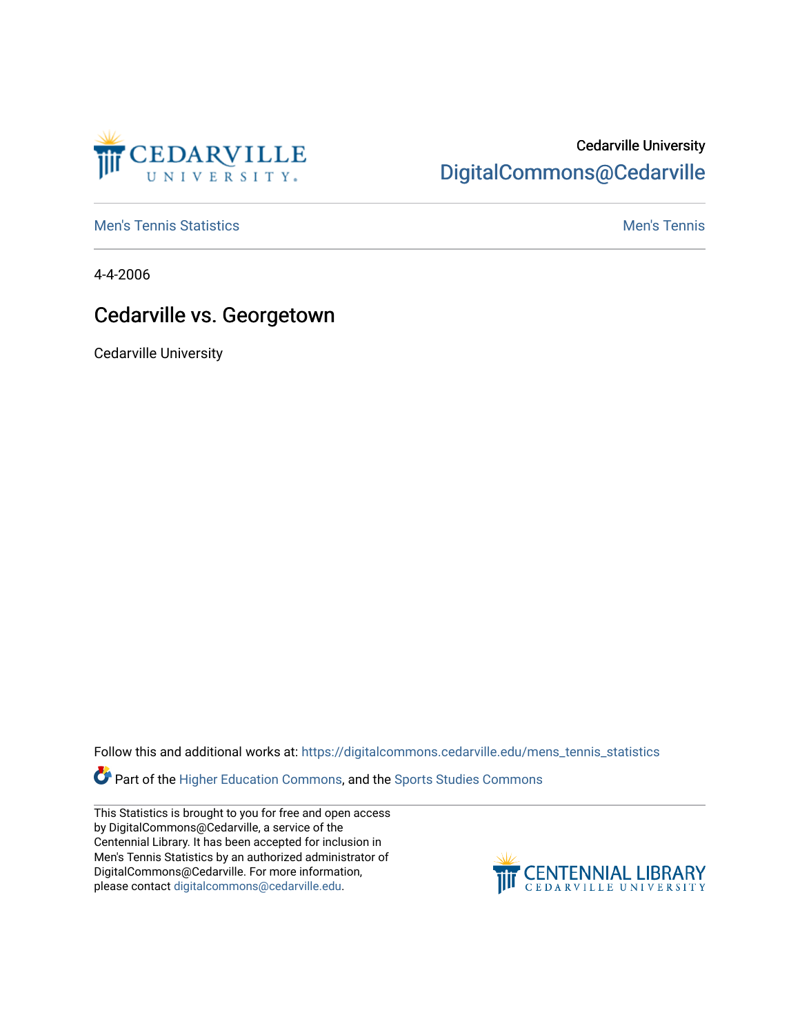Cedarville University
DigitalCommons@Cedarville

Men's Tennis Statistics | Men's Tennis

4-4-2006

# Cedarville vs. Georgetown

Cedarville University

Follow this and additional works at: https://digitalcommons.cedarville.edu/mens_tennis_statistics

Part of the Higher Education Commons, and the Sports Studies Commons

This Statistics is brought to you for free and open access by DigitalCommons@Cedarville, a service of the Centennial Library. It has been accepted for inclusion in Men's Tennis Statistics by an authorized administrator of DigitalCommons@Cedarville. For more information, please contact digitalcommons@cedarville.edu.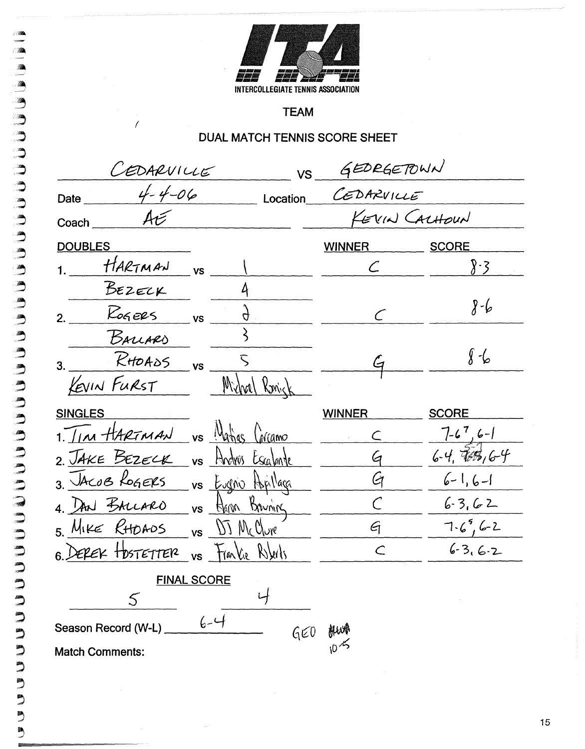INTERCOLLEGIATE TENNIS ASSOCIATION

TEAM

DUAL MATCH TENNIS SCORE SHEET

CEDARVILLE vs GEORGETOWN

Date 4-4-06 Location CEDARVILLE

Coach AE KEVIN CALHOUN

| DOUBLES | | | WINNER | SCORE |
|---|---|---|---|---|
| 1. HARTMAN / BEZECK | vs | 1 / 4 | C | 8-3 |
| 2. ROGERS / BALLARD | vs | 2 / 3 | C | 8-6 |
| 3. RHOADS / KEVIN FURST | vs | 5 / Michael Ronisk | G | 8-6 |

| SINGLES | | | WINNER | SCORE |
|---|---|---|---|---|
| 1. TIM HARTMAN | vs | Matias Carcamo | C | 7-6[7], 6-1 |
| 2. JAKE BEZECK | vs | Andres Escalante | G | 6-4, 5-7, 6-4 |
| 3. JACOB ROGERS | vs | Eugenio Aspillaga | G | 6-1, 6-1 |
| 4. DAN BALLARD | vs | Aaron Browning | C | 6-3, 6-2 |
| 5. MIKE RHOADS | vs | DJ McClure | G | 7-6[5], 6-2 |
| 6. DEREK HOSTETTER | vs | Frankie Roberts | C | 6-3, 6-2 |

FINAL SCORE

5 4

Season Record (W-L) 6-4 GEO 10-5

Match Comments: